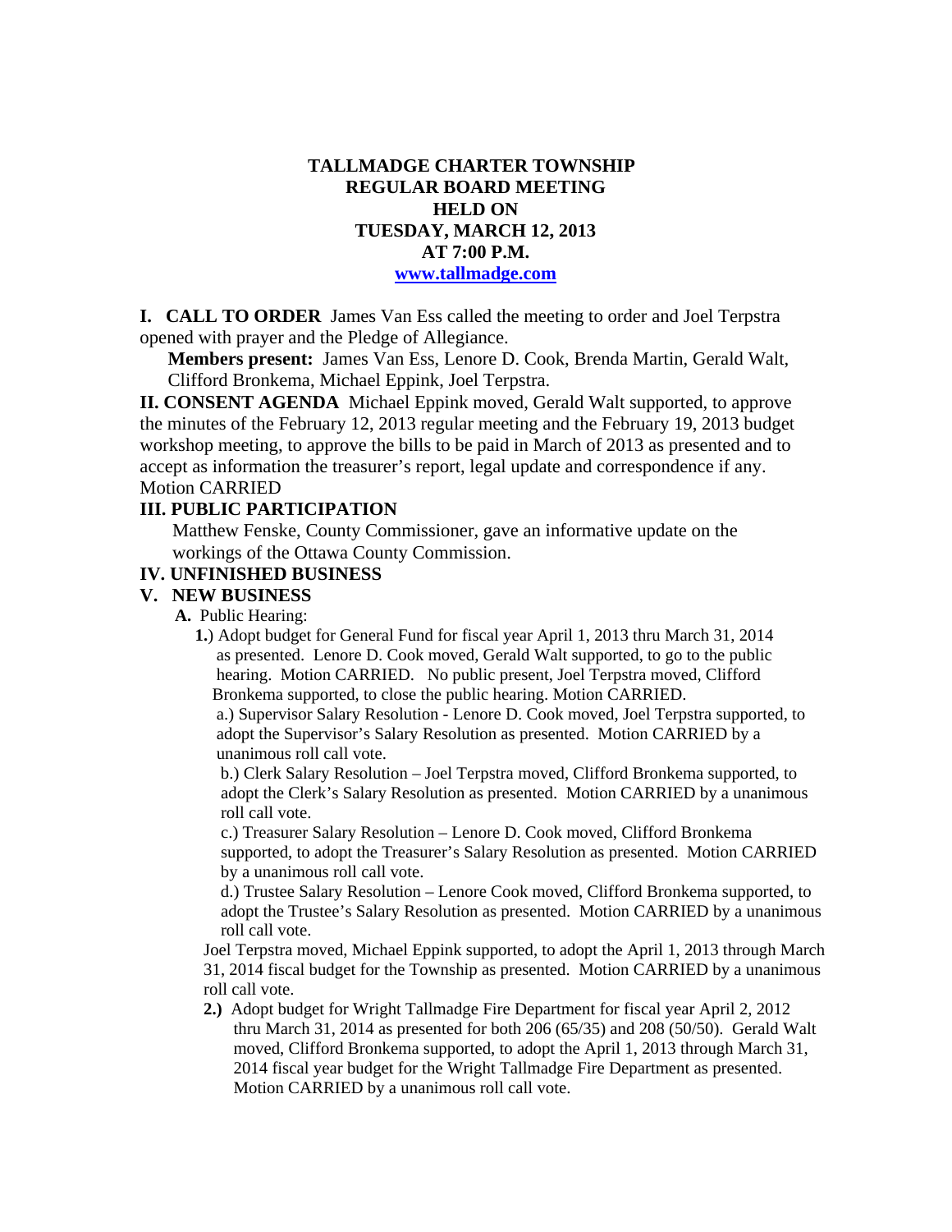# TALLMADGE CHARTER TOWNSHIP
# REGULAR BOARD MEETING
# HELD ON
# TUESDAY, MARCH 12, 2013
# AT 7:00 P.M.

[www.tallmadge.com](http://www.tallmadge.com)

**I. CALL TO ORDER** James Van Ess called the meeting to order and Joel Terpstra opened with prayer and the Pledge of Allegiance.

**Members present:** James Van Ess, Lenore D. Cook, Brenda Martin, Gerald Walt, Clifford Bronkema, Michael Eppink, Joel Terpstra.

**II. CONSENT AGENDA** Michael Eppink moved, Gerald Walt supported, to approve the minutes of the February 12, 2013 regular meeting and the February 19, 2013 budget workshop meeting, to approve the bills to be paid in March of 2013 as presented and to accept as information the treasurer's report, legal update and correspondence if any. Motion CARRIED

**III. PUBLIC PARTICIPATION**

Matthew Fenske, County Commissioner, gave an informative update on the workings of the Ottawa County Commission.

**IV. UNFINISHED BUSINESS**

**V. NEW BUSINESS**

**A.** Public Hearing:

**1.**) Adopt budget for General Fund for fiscal year April 1, 2013 thru March 31, 2014 as presented. Lenore D. Cook moved, Gerald Walt supported, to go to the public hearing. Motion CARRIED. No public present, Joel Terpstra moved, Clifford Bronkema supported, to close the public hearing. Motion CARRIED.

a.) Supervisor Salary Resolution - Lenore D. Cook moved, Joel Terpstra supported, to adopt the Supervisor's Salary Resolution as presented. Motion CARRIED by a unanimous roll call vote.

b.) Clerk Salary Resolution – Joel Terpstra moved, Clifford Bronkema supported, to adopt the Clerk's Salary Resolution as presented. Motion CARRIED by a unanimous roll call vote.

c.) Treasurer Salary Resolution – Lenore D. Cook moved, Clifford Bronkema supported, to adopt the Treasurer's Salary Resolution as presented. Motion CARRIED by a unanimous roll call vote.

d.) Trustee Salary Resolution – Lenore Cook moved, Clifford Bronkema supported, to adopt the Trustee's Salary Resolution as presented. Motion CARRIED by a unanimous roll call vote.

Joel Terpstra moved, Michael Eppink supported, to adopt the April 1, 2013 through March 31, 2014 fiscal budget for the Township as presented. Motion CARRIED by a unanimous roll call vote.

**2.)** Adopt budget for Wright Tallmadge Fire Department for fiscal year April 2, 2012 thru March 31, 2014 as presented for both 206 (65/35) and 208 (50/50). Gerald Walt moved, Clifford Bronkema supported, to adopt the April 1, 2013 through March 31, 2014 fiscal year budget for the Wright Tallmadge Fire Department as presented. Motion CARRIED by a unanimous roll call vote.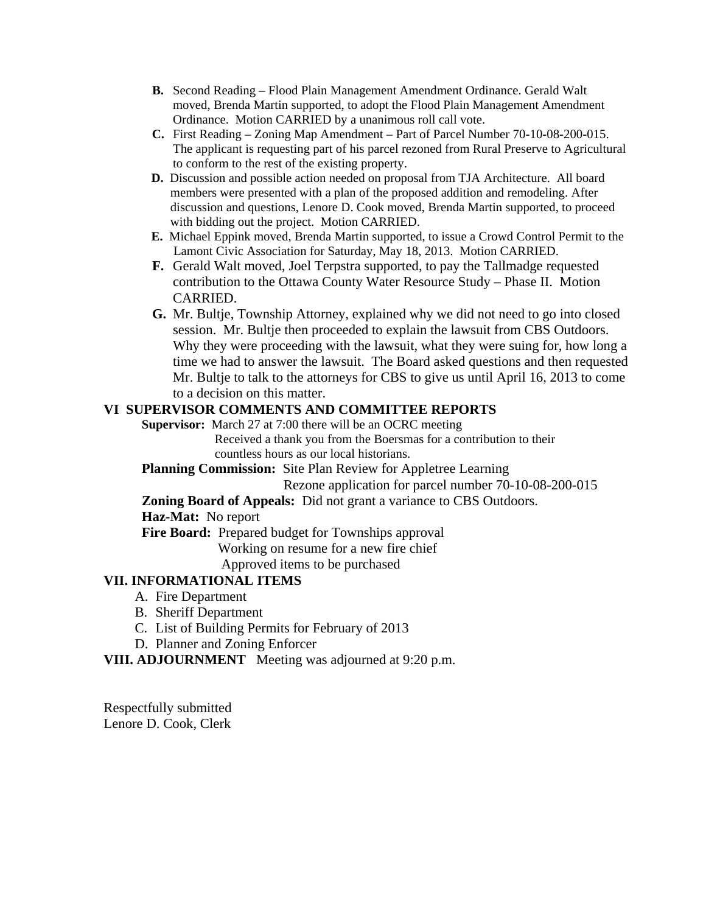B. Second Reading – Flood Plain Management Amendment Ordinance. Gerald Walt moved, Brenda Martin supported, to adopt the Flood Plain Management Amendment Ordinance. Motion CARRIED by a unanimous roll call vote.

C. First Reading – Zoning Map Amendment – Part of Parcel Number 70-10-08-200-015. The applicant is requesting part of his parcel rezoned from Rural Preserve to Agricultural to conform to the rest of the existing property.

D. Discussion and possible action needed on proposal from TJA Architecture. All board members were presented with a plan of the proposed addition and remodeling. After discussion and questions, Lenore D. Cook moved, Brenda Martin supported, to proceed with bidding out the project. Motion CARRIED.

E. Michael Eppink moved, Brenda Martin supported, to issue a Crowd Control Permit to the Lamont Civic Association for Saturday, May 18, 2013. Motion CARRIED.

F. Gerald Walt moved, Joel Terpstra supported, to pay the Tallmadge requested contribution to the Ottawa County Water Resource Study – Phase II. Motion CARRIED.

G. Mr. Bultje, Township Attorney, explained why we did not need to go into closed session. Mr. Bultje then proceeded to explain the lawsuit from CBS Outdoors. Why they were proceeding with the lawsuit, what they were suing for, how long a time we had to answer the lawsuit. The Board asked questions and then requested Mr. Bultje to talk to the attorneys for CBS to give us until April 16, 2013 to come to a decision on this matter.

## VI SUPERVISOR COMMENTS AND COMMITTEE REPORTS

**Supervisor:** March 27 at 7:00 there will be an OCRC meeting
Received a thank you from the Boersmas for a contribution to their countless hours as our local historians.

**Planning Commission:** Site Plan Review for Appletree Learning
Rezone application for parcel number 70-10-08-200-015

**Zoning Board of Appeals:** Did not grant a variance to CBS Outdoors.

**Haz-Mat:** No report

**Fire Board:** Prepared budget for Townships approval
Working on resume for a new fire chief
Approved items to be purchased

## VII. INFORMATIONAL ITEMS

A. Fire Department
B. Sheriff Department
C. List of Building Permits for February of 2013
D. Planner and Zoning Enforcer

**VIII. ADJOURNMENT** Meeting was adjourned at 9:20 p.m.

Respectfully submitted
Lenore D. Cook, Clerk